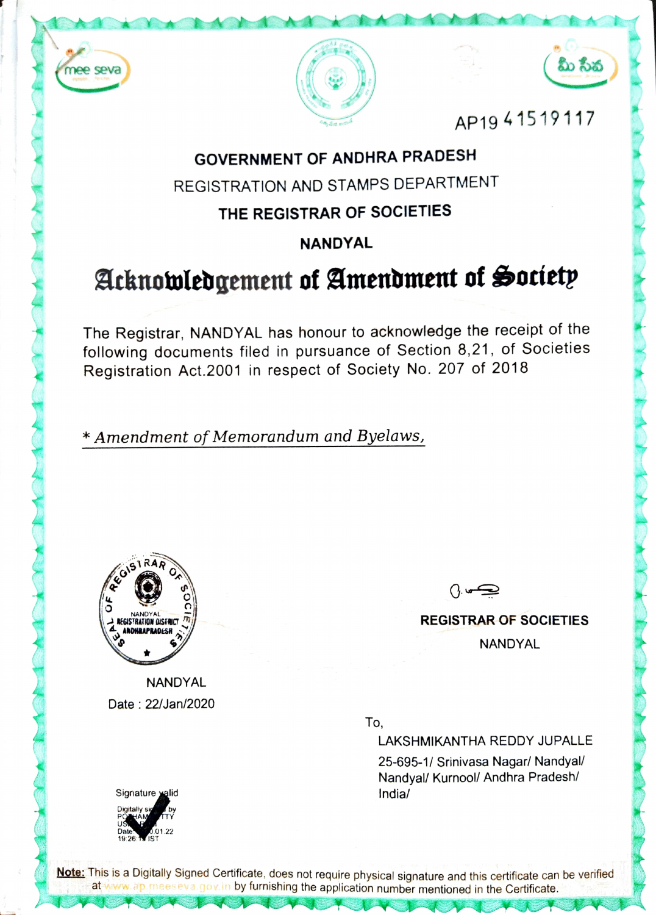mee seva

మీ సేవ

AP19 41519117

**GOVERNMENT OF ANDHRA PRADESH**

REGISTRATION AND STAMPS DEPARTMENT

**THE REGISTRAR OF SOCIETIES**

**NANDYAL**

# Acknowledgement of Amendment of Society

The Registrar, NANDYAL has honour to acknowledge the receipt of the following documents filed in pursuance of Section 8,21, of Societies Registration Act.2001 in respect of Society No. 207 of 2018

*\* Amendment of Memorandum and Byelaws,*

SEAL OF REGISTRAR OF SOCIETIES
NANDYAL
REGISTRATION DISTRICT
ANDHRAPRADESH

**REGISTRAR OF SOCIETIES**

NANDYAL

NANDYAL

Date : 22/Jan/2020

To,

LAKSHMIKANTHA REDDY JUPALLE

25-695-1/ Srinivasa Nagar/ Nandyal/ Nandyal/ Kurnool/ Andhra Pradesh/ India/

Signature valid
Digitally signed by POTHAM...TTY
US...
Date: ...0.01.22
19:26:1... IST

**Note:** This is a Digitally Signed Certificate, does not require physical signature and this certificate can be verified at www.ap.meeseva.gov.in by furnishing the application number mentioned in the Certificate.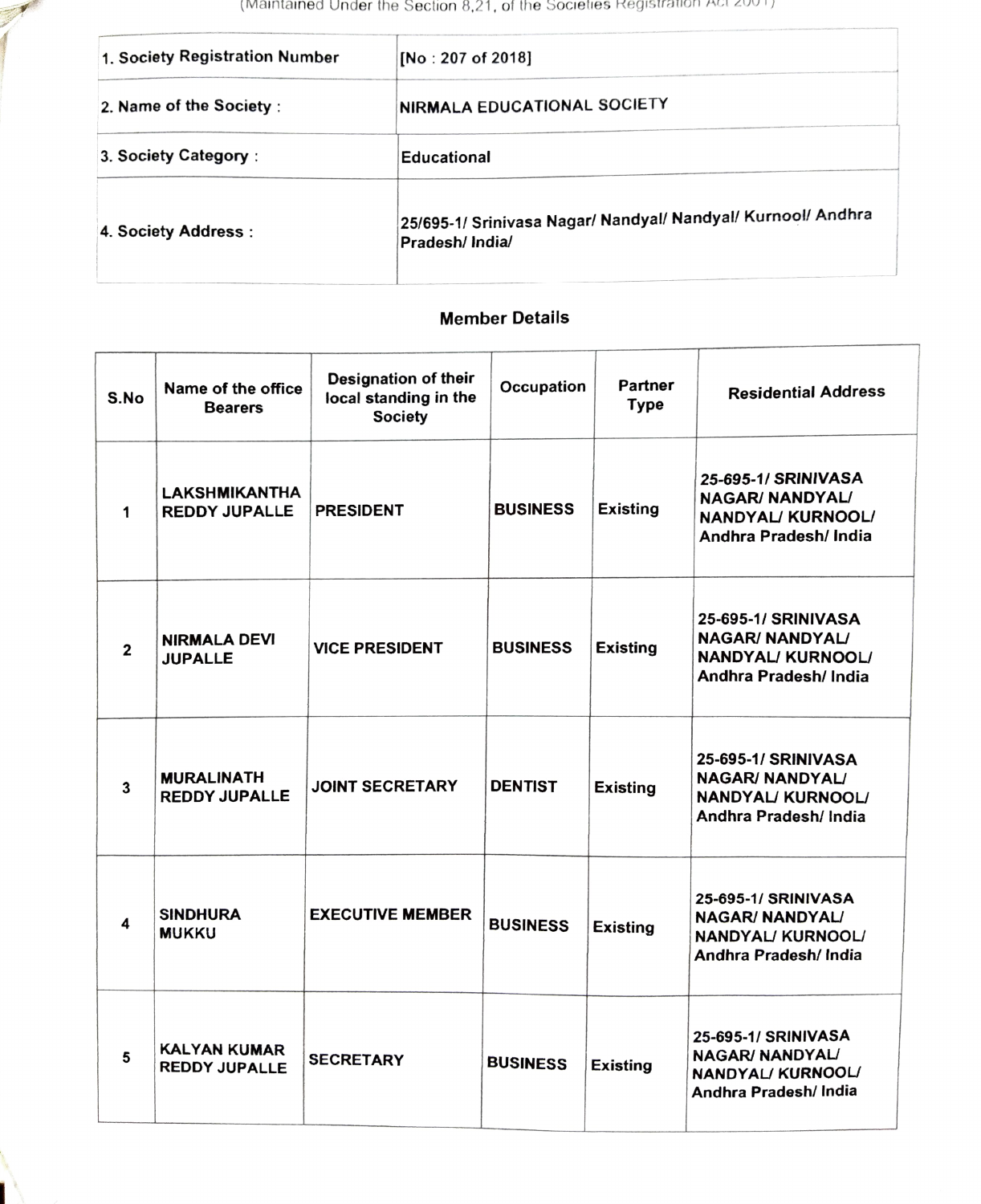(Maintained Under the Section 8,21, of the Societies Registration Act 2001)

| | |
|---|---|
| 1. Society Registration Number | [No : 207 of 2018] |
| 2. Name of the Society : | NIRMALA EDUCATIONAL SOCIETY |
| 3. Society Category : | Educational |
| 4. Society Address : | 25/695-1/ Srinivasa Nagar/ Nandyal/ Nandyal/ Kurnool/ Andhra Pradesh/ India/ |

## Member Details

| S.No | Name of the office Bearers | Designation of their local standing in the Society | Occupation | Partner Type | Residential Address |
|---|---|---|---|---|---|
| 1 | LAKSHMIKANTHA REDDY JUPALLE | PRESIDENT | BUSINESS | Existing | 25-695-1/ SRINIVASA NAGAR/ NANDYAL/ NANDYAL/ KURNOOL/ Andhra Pradesh/ India |
| 2 | NIRMALA DEVI JUPALLE | VICE PRESIDENT | BUSINESS | Existing | 25-695-1/ SRINIVASA NAGAR/ NANDYAL/ NANDYAL/ KURNOOL/ Andhra Pradesh/ India |
| 3 | MURALINATH REDDY JUPALLE | JOINT SECRETARY | DENTIST | Existing | 25-695-1/ SRINIVASA NAGAR/ NANDYAL/ NANDYAL/ KURNOOL/ Andhra Pradesh/ India |
| 4 | SINDHURA MUKKU | EXECUTIVE MEMBER | BUSINESS | Existing | 25-695-1/ SRINIVASA NAGAR/ NANDYAL/ NANDYAL/ KURNOOL/ Andhra Pradesh/ India |
| 5 | KALYAN KUMAR REDDY JUPALLE | SECRETARY | BUSINESS | Existing | 25-695-1/ SRINIVASA NAGAR/ NANDYAL/ NANDYAL/ KURNOOL/ Andhra Pradesh/ India |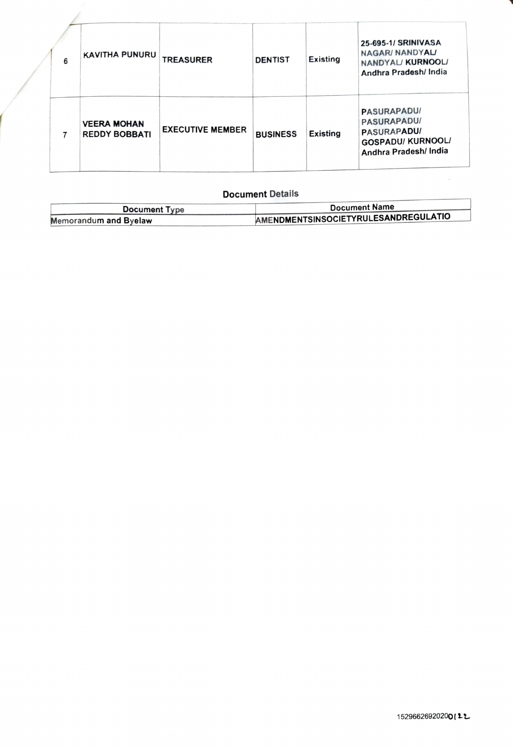| | | | | | |
|---|---|---|---|---|---|
| 6 | KAVITHA PUNURU | TREASURER | DENTIST | Existing | 25-695-1/ SRINIVASA NAGAR/ NANDYAL/ NANDYAL/ KURNOOL/ Andhra Pradesh/ India |
| 7 | VEERA MOHAN REDDY BOBBATI | EXECUTIVE MEMBER | BUSINESS | Existing | PASURAPADU/ PASURAPADU/ PASURAPADU/ GOSPADU/ KURNOOL/ Andhra Pradesh/ India |

## Document Details

| Document Type | Document Name |
|---|---|
| Memorandum and Byelaw | AMENDMENTSINSOCIETYRULESANDREGULATIO |

152966269202001 22